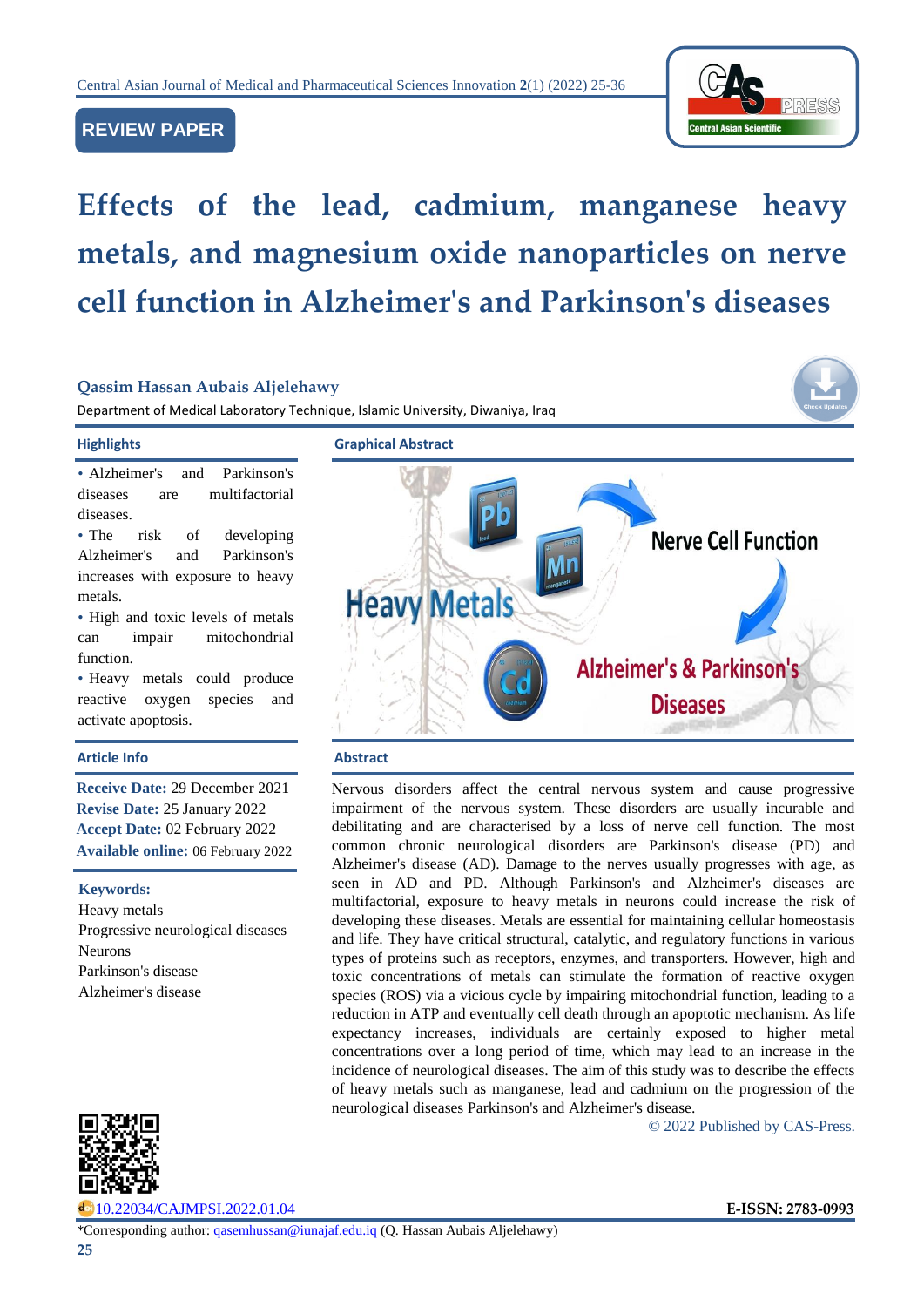REVIEW PAPER

# Effects of the lead, cadmium, manganese heavy metals, and magnesium oxide nanoparticles on nerve cell function in Alzheimer's and Parkinson's diseases

**Qassim Hassan Aubais Aljelehawy**

Department of Medical Laboratory Technique, Islamic University, Diwaniya, Iraq

## Highlights

- Alzheimer's and Parkinson's diseases are multifactorial diseases.
- The risk of developing Alzheimer's and Parkinson's increases with exposure to heavy metals.
- High and toxic levels of metals can impair mitochondrial function.
- Heavy metals could produce reactive oxygen species and activate apoptosis.

## Graphical Abstract

Heavy Metals

Pb

Mn

Cd

Nerve Cell Function

Alzheimer's & Parkinson's Diseases

## Article Info

**Receive Date:** 29 December 2021
**Revise Date:** 25 January 2022
**Accept Date:** 02 February 2022
**Available online:** 06 February 2022

**Keywords:**
Heavy metals
Progressive neurological diseases
Neurons
Parkinson's disease
Alzheimer's disease

## Abstract

Nervous disorders affect the central nervous system and cause progressive impairment of the nervous system. These disorders are usually incurable and debilitating and are characterised by a loss of nerve cell function. The most common chronic neurological disorders are Parkinson's disease (PD) and Alzheimer's disease (AD). Damage to the nerves usually progresses with age, as seen in AD and PD. Although Parkinson's and Alzheimer's diseases are multifactorial, exposure to heavy metals in neurons could increase the risk of developing these diseases. Metals are essential for maintaining cellular homeostasis and life. They have critical structural, catalytic, and regulatory functions in various types of proteins such as receptors, enzymes, and transporters. However, high and toxic concentrations of metals can stimulate the formation of reactive oxygen species (ROS) via a vicious cycle by impairing mitochondrial function, leading to a reduction in ATP and eventually cell death through an apoptotic mechanism. As life expectancy increases, individuals are certainly exposed to higher metal concentrations over a long period of time, which may lead to an increase in the incidence of neurological diseases. The aim of this study was to describe the effects of heavy metals such as manganese, lead and cadmium on the progression of the neurological diseases Parkinson's and Alzheimer's disease.

© 2022 Published by CAS-Press.

10.22034/CAJMPSI.2022.01.04

**E-ISSN: 2783-0993**

*Corresponding author: qasemhussan@iunajaf.edu.iq (Q. Hassan Aubais Aljelehawy)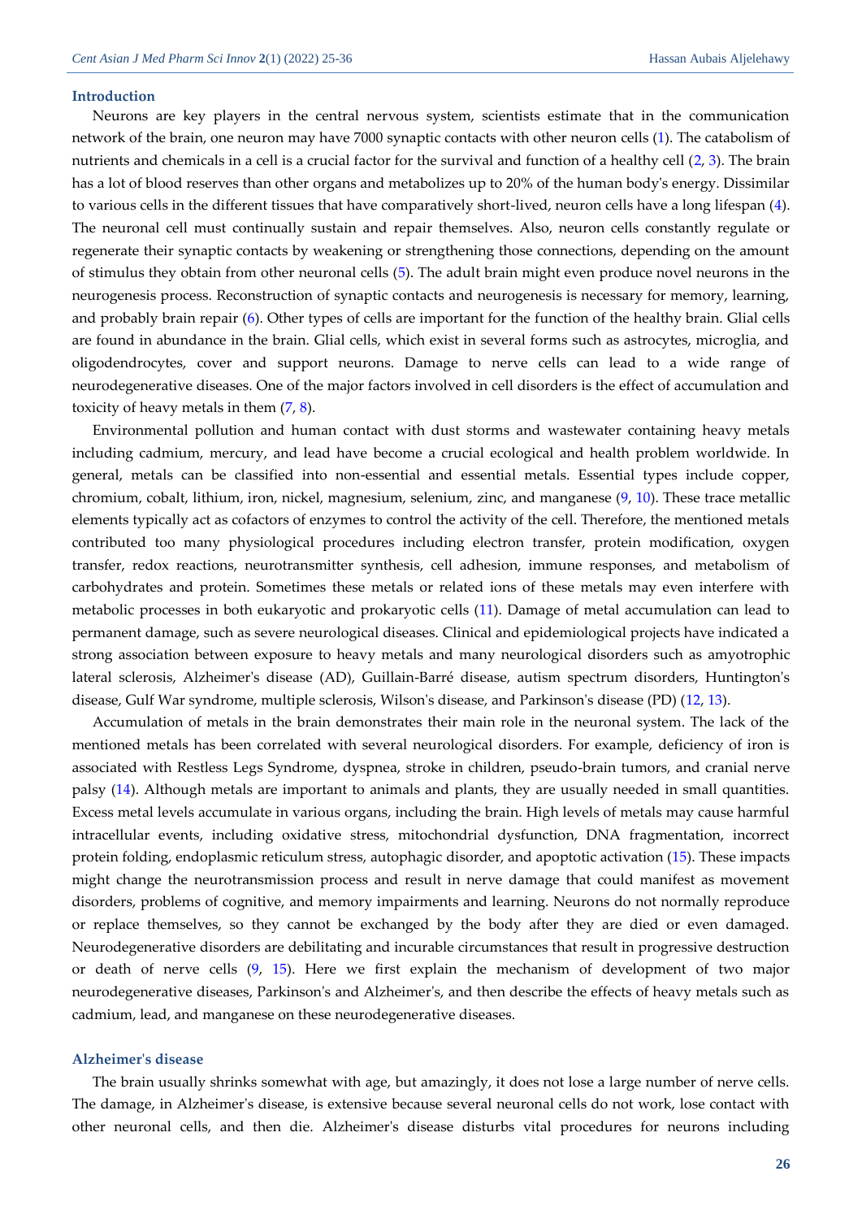## Introduction

Neurons are key players in the central nervous system, scientists estimate that in the communication network of the brain, one neuron may have 7000 synaptic contacts with other neuron cells (1). The catabolism of nutrients and chemicals in a cell is a crucial factor for the survival and function of a healthy cell (2, 3). The brain has a lot of blood reserves than other organs and metabolizes up to 20% of the human body's energy. Dissimilar to various cells in the different tissues that have comparatively short-lived, neuron cells have a long lifespan (4). The neuronal cell must continually sustain and repair themselves. Also, neuron cells constantly regulate or regenerate their synaptic contacts by weakening or strengthening those connections, depending on the amount of stimulus they obtain from other neuronal cells (5). The adult brain might even produce novel neurons in the neurogenesis process. Reconstruction of synaptic contacts and neurogenesis is necessary for memory, learning, and probably brain repair (6). Other types of cells are important for the function of the healthy brain. Glial cells are found in abundance in the brain. Glial cells, which exist in several forms such as astrocytes, microglia, and oligodendrocytes, cover and support neurons. Damage to nerve cells can lead to a wide range of neurodegenerative diseases. One of the major factors involved in cell disorders is the effect of accumulation and toxicity of heavy metals in them (7, 8).

Environmental pollution and human contact with dust storms and wastewater containing heavy metals including cadmium, mercury, and lead have become a crucial ecological and health problem worldwide. In general, metals can be classified into non-essential and essential metals. Essential types include copper, chromium, cobalt, lithium, iron, nickel, magnesium, selenium, zinc, and manganese (9, 10). These trace metallic elements typically act as cofactors of enzymes to control the activity of the cell. Therefore, the mentioned metals contributed too many physiological procedures including electron transfer, protein modification, oxygen transfer, redox reactions, neurotransmitter synthesis, cell adhesion, immune responses, and metabolism of carbohydrates and protein. Sometimes these metals or related ions of these metals may even interfere with metabolic processes in both eukaryotic and prokaryotic cells (11). Damage of metal accumulation can lead to permanent damage, such as severe neurological diseases. Clinical and epidemiological projects have indicated a strong association between exposure to heavy metals and many neurological disorders such as amyotrophic lateral sclerosis, Alzheimer's disease (AD), Guillain-Barré disease, autism spectrum disorders, Huntington's disease, Gulf War syndrome, multiple sclerosis, Wilson's disease, and Parkinson's disease (PD) (12, 13).

Accumulation of metals in the brain demonstrates their main role in the neuronal system. The lack of the mentioned metals has been correlated with several neurological disorders. For example, deficiency of iron is associated with Restless Legs Syndrome, dyspnea, stroke in children, pseudo-brain tumors, and cranial nerve palsy (14). Although metals are important to animals and plants, they are usually needed in small quantities. Excess metal levels accumulate in various organs, including the brain. High levels of metals may cause harmful intracellular events, including oxidative stress, mitochondrial dysfunction, DNA fragmentation, incorrect protein folding, endoplasmic reticulum stress, autophagic disorder, and apoptotic activation (15). These impacts might change the neurotransmission process and result in nerve damage that could manifest as movement disorders, problems of cognitive, and memory impairments and learning. Neurons do not normally reproduce or replace themselves, so they cannot be exchanged by the body after they are died or even damaged. Neurodegenerative disorders are debilitating and incurable circumstances that result in progressive destruction or death of nerve cells (9, 15). Here we first explain the mechanism of development of two major neurodegenerative diseases, Parkinson's and Alzheimer's, and then describe the effects of heavy metals such as cadmium, lead, and manganese on these neurodegenerative diseases.

## Alzheimer's disease

The brain usually shrinks somewhat with age, but amazingly, it does not lose a large number of nerve cells. The damage, in Alzheimer's disease, is extensive because several neuronal cells do not work, lose contact with other neuronal cells, and then die. Alzheimer's disease disturbs vital procedures for neurons including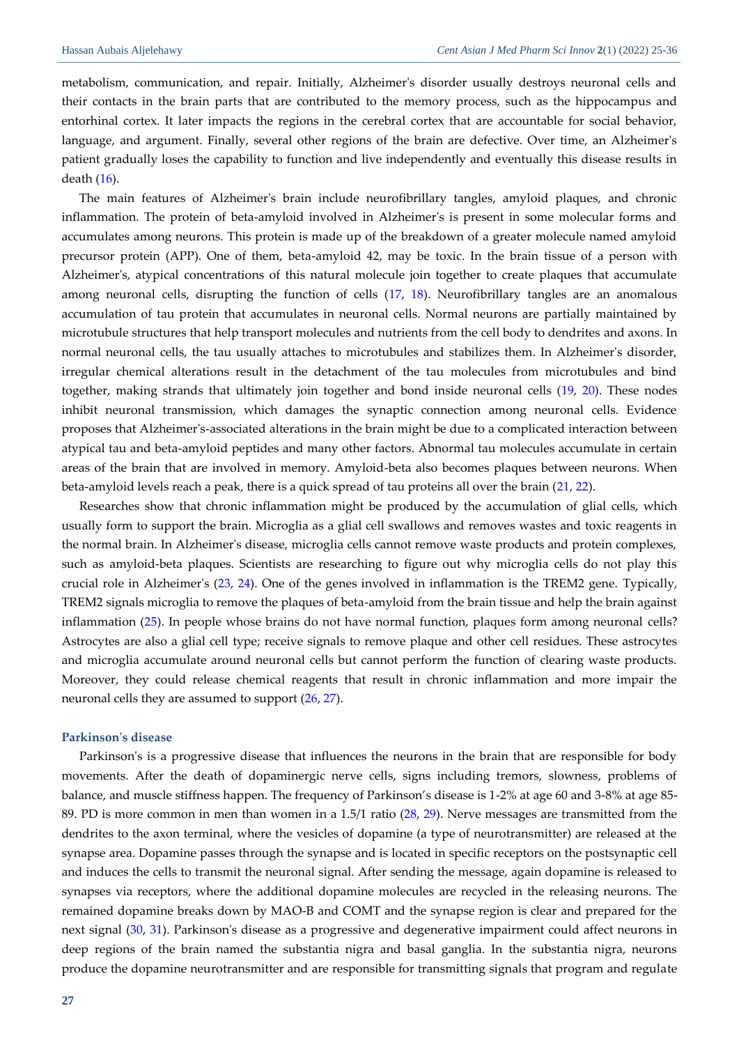metabolism, communication, and repair. Initially, Alzheimer's disorder usually destroys neuronal cells and their contacts in the brain parts that are contributed to the memory process, such as the hippocampus and entorhinal cortex. It later impacts the regions in the cerebral cortex that are accountable for social behavior, language, and argument. Finally, several other regions of the brain are defective. Over time, an Alzheimer's patient gradually loses the capability to function and live independently and eventually this disease results in death (16).

The main features of Alzheimer's brain include neurofibrillary tangles, amyloid plaques, and chronic inflammation. The protein of beta-amyloid involved in Alzheimer's is present in some molecular forms and accumulates among neurons. This protein is made up of the breakdown of a greater molecule named amyloid precursor protein (APP). One of them, beta-amyloid 42, may be toxic. In the brain tissue of a person with Alzheimer's, atypical concentrations of this natural molecule join together to create plaques that accumulate among neuronal cells, disrupting the function of cells (17, 18). Neurofibrillary tangles are an anomalous accumulation of tau protein that accumulates in neuronal cells. Normal neurons are partially maintained by microtubule structures that help transport molecules and nutrients from the cell body to dendrites and axons. In normal neuronal cells, the tau usually attaches to microtubules and stabilizes them. In Alzheimer's disorder, irregular chemical alterations result in the detachment of the tau molecules from microtubules and bind together, making strands that ultimately join together and bond inside neuronal cells (19, 20). These nodes inhibit neuronal transmission, which damages the synaptic connection among neuronal cells. Evidence proposes that Alzheimer's-associated alterations in the brain might be due to a complicated interaction between atypical tau and beta-amyloid peptides and many other factors. Abnormal tau molecules accumulate in certain areas of the brain that are involved in memory. Amyloid-beta also becomes plaques between neurons. When beta-amyloid levels reach a peak, there is a quick spread of tau proteins all over the brain (21, 22).

Researches show that chronic inflammation might be produced by the accumulation of glial cells, which usually form to support the brain. Microglia as a glial cell swallows and removes wastes and toxic reagents in the normal brain. In Alzheimer's disease, microglia cells cannot remove waste products and protein complexes, such as amyloid-beta plaques. Scientists are researching to figure out why microglia cells do not play this crucial role in Alzheimer's (23, 24). One of the genes involved in inflammation is the TREM2 gene. Typically, TREM2 signals microglia to remove the plaques of beta-amyloid from the brain tissue and help the brain against inflammation (25). In people whose brains do not have normal function, plaques form among neuronal cells? Astrocytes are also a glial cell type; receive signals to remove plaque and other cell residues. These astrocytes and microglia accumulate around neuronal cells but cannot perform the function of clearing waste products. Moreover, they could release chemical reagents that result in chronic inflammation and more impair the neuronal cells they are assumed to support (26, 27).

### Parkinson's disease

Parkinson's is a progressive disease that influences the neurons in the brain that are responsible for body movements. After the death of dopaminergic nerve cells, signs including tremors, slowness, problems of balance, and muscle stiffness happen. The frequency of Parkinson's disease is 1-2% at age 60 and 3-8% at age 85-89. PD is more common in men than women in a 1.5/1 ratio (28, 29). Nerve messages are transmitted from the dendrites to the axon terminal, where the vesicles of dopamine (a type of neurotransmitter) are released at the synapse area. Dopamine passes through the synapse and is located in specific receptors on the postsynaptic cell and induces the cells to transmit the neuronal signal. After sending the message, again dopamine is released to synapses via receptors, where the additional dopamine molecules are recycled in the releasing neurons. The remained dopamine breaks down by MAO-B and COMT and the synapse region is clear and prepared for the next signal (30, 31). Parkinson's disease as a progressive and degenerative impairment could affect neurons in deep regions of the brain named the substantia nigra and basal ganglia. In the substantia nigra, neurons produce the dopamine neurotransmitter and are responsible for transmitting signals that program and regulate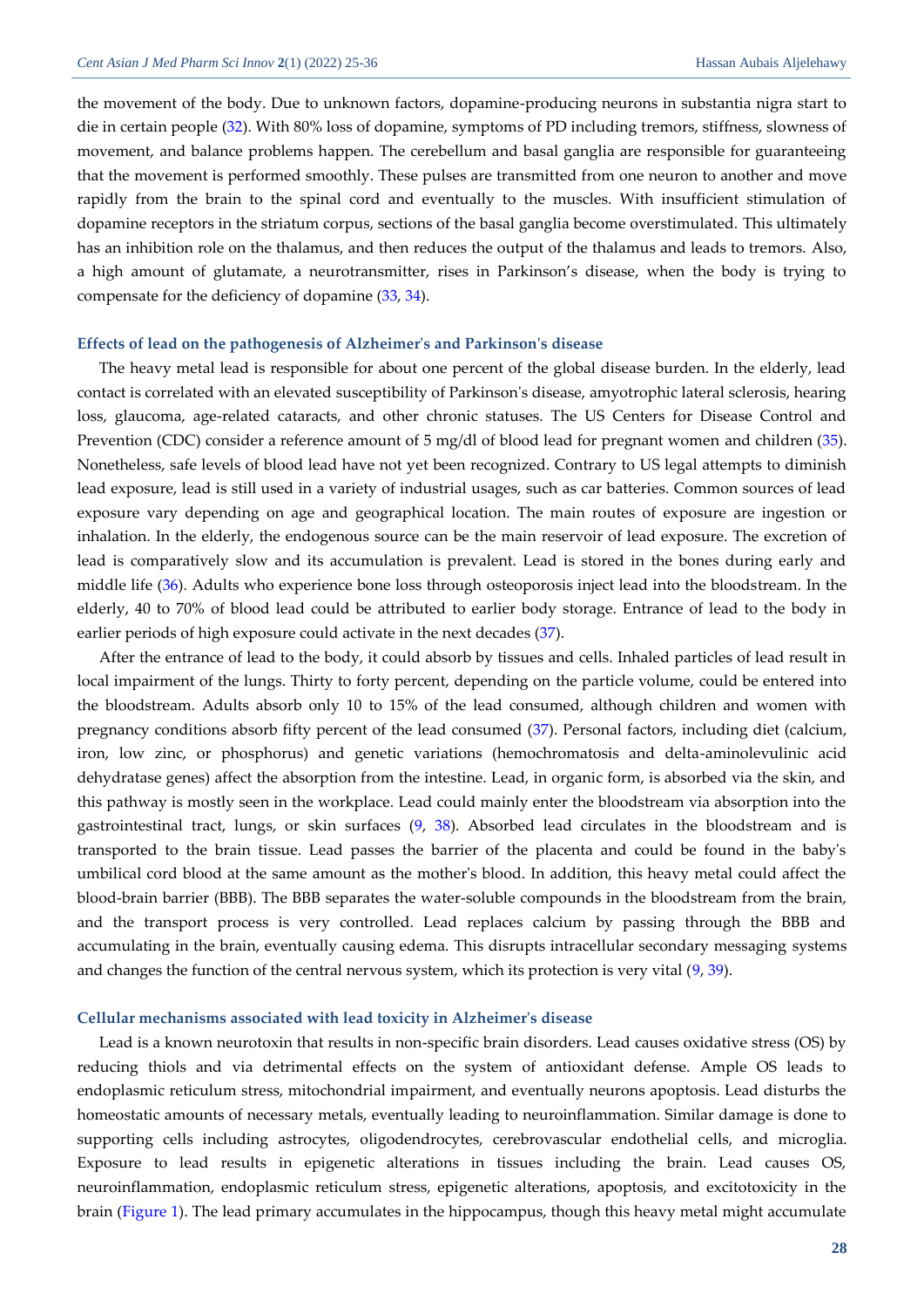the movement of the body. Due to unknown factors, dopamine-producing neurons in substantia nigra start to die in certain people (32). With 80% loss of dopamine, symptoms of PD including tremors, stiffness, slowness of movement, and balance problems happen. The cerebellum and basal ganglia are responsible for guaranteeing that the movement is performed smoothly. These pulses are transmitted from one neuron to another and move rapidly from the brain to the spinal cord and eventually to the muscles. With insufficient stimulation of dopamine receptors in the striatum corpus, sections of the basal ganglia become overstimulated. This ultimately has an inhibition role on the thalamus, and then reduces the output of the thalamus and leads to tremors. Also, a high amount of glutamate, a neurotransmitter, rises in Parkinson's disease, when the body is trying to compensate for the deficiency of dopamine (33, 34).

### Effects of lead on the pathogenesis of Alzheimer's and Parkinson's disease

The heavy metal lead is responsible for about one percent of the global disease burden. In the elderly, lead contact is correlated with an elevated susceptibility of Parkinson's disease, amyotrophic lateral sclerosis, hearing loss, glaucoma, age-related cataracts, and other chronic statuses. The US Centers for Disease Control and Prevention (CDC) consider a reference amount of 5 mg/dl of blood lead for pregnant women and children (35). Nonetheless, safe levels of blood lead have not yet been recognized. Contrary to US legal attempts to diminish lead exposure, lead is still used in a variety of industrial usages, such as car batteries. Common sources of lead exposure vary depending on age and geographical location. The main routes of exposure are ingestion or inhalation. In the elderly, the endogenous source can be the main reservoir of lead exposure. The excretion of lead is comparatively slow and its accumulation is prevalent. Lead is stored in the bones during early and middle life (36). Adults who experience bone loss through osteoporosis inject lead into the bloodstream. In the elderly, 40 to 70% of blood lead could be attributed to earlier body storage. Entrance of lead to the body in earlier periods of high exposure could activate in the next decades (37).

After the entrance of lead to the body, it could absorb by tissues and cells. Inhaled particles of lead result in local impairment of the lungs. Thirty to forty percent, depending on the particle volume, could be entered into the bloodstream. Adults absorb only 10 to 15% of the lead consumed, although children and women with pregnancy conditions absorb fifty percent of the lead consumed (37). Personal factors, including diet (calcium, iron, low zinc, or phosphorus) and genetic variations (hemochromatosis and delta-aminolevulinic acid dehydratase genes) affect the absorption from the intestine. Lead, in organic form, is absorbed via the skin, and this pathway is mostly seen in the workplace. Lead could mainly enter the bloodstream via absorption into the gastrointestinal tract, lungs, or skin surfaces (9, 38). Absorbed lead circulates in the bloodstream and is transported to the brain tissue. Lead passes the barrier of the placenta and could be found in the baby's umbilical cord blood at the same amount as the mother's blood. In addition, this heavy metal could affect the blood-brain barrier (BBB). The BBB separates the water-soluble compounds in the bloodstream from the brain, and the transport process is very controlled. Lead replaces calcium by passing through the BBB and accumulating in the brain, eventually causing edema. This disrupts intracellular secondary messaging systems and changes the function of the central nervous system, which its protection is very vital (9, 39).

### Cellular mechanisms associated with lead toxicity in Alzheimer's disease

Lead is a known neurotoxin that results in non-specific brain disorders. Lead causes oxidative stress (OS) by reducing thiols and via detrimental effects on the system of antioxidant defense. Ample OS leads to endoplasmic reticulum stress, mitochondrial impairment, and eventually neurons apoptosis. Lead disturbs the homeostatic amounts of necessary metals, eventually leading to neuroinflammation. Similar damage is done to supporting cells including astrocytes, oligodendrocytes, cerebrovascular endothelial cells, and microglia. Exposure to lead results in epigenetic alterations in tissues including the brain. Lead causes OS, neuroinflammation, endoplasmic reticulum stress, epigenetic alterations, apoptosis, and excitotoxicity in the brain (Figure 1). The lead primary accumulates in the hippocampus, though this heavy metal might accumulate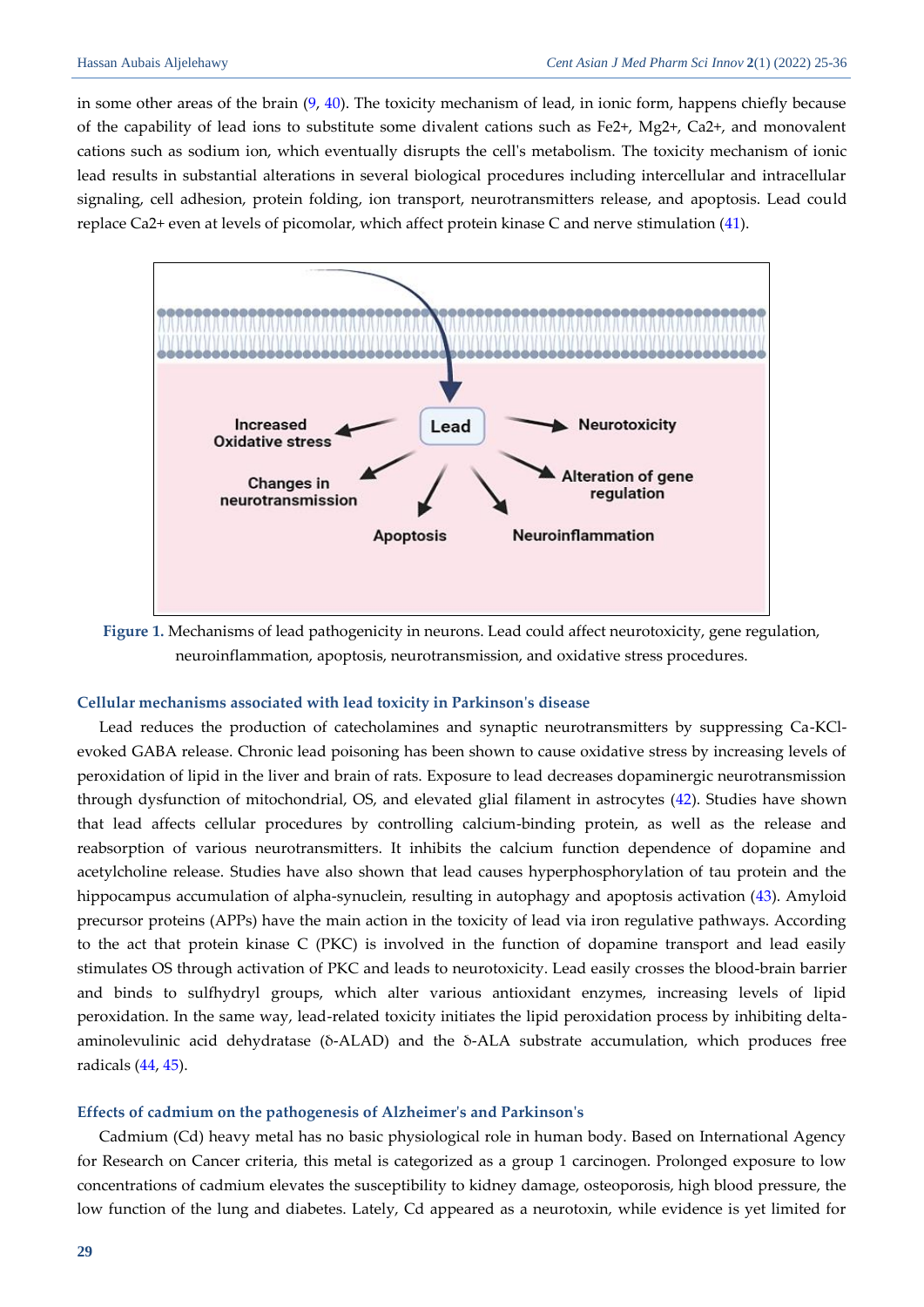in some other areas of the brain (9, 40). The toxicity mechanism of lead, in ionic form, happens chiefly because of the capability of lead ions to substitute some divalent cations such as $Fe^{2+}$, $Mg^{2+}$, $Ca^{2+}$, and monovalent cations such as sodium ion, which eventually disrupts the cell's metabolism. The toxicity mechanism of ionic lead results in substantial alterations in several biological procedures including intercellular and intracellular signaling, cell adhesion, protein folding, ion transport, neurotransmitters release, and apoptosis. Lead could replace $Ca^{2+}$ even at levels of picomolar, which affect protein kinase C and nerve stimulation (41).

Lead

Increased Oxidative stress

Changes in neurotransmission

Apoptosis

Neuroinflammation

Alteration of gene regulation

Neurotoxicity

**Figure 1.** Mechanisms of lead pathogenicity in neurons. Lead could affect neurotoxicity, gene regulation, neuroinflammation, apoptosis, neurotransmission, and oxidative stress procedures.

### Cellular mechanisms associated with lead toxicity in Parkinson's disease

Lead reduces the production of catecholamines and synaptic neurotransmitters by suppressing Ca-KCl-evoked GABA release. Chronic lead poisoning has been shown to cause oxidative stress by increasing levels of peroxidation of lipid in the liver and brain of rats. Exposure to lead decreases dopaminergic neurotransmission through dysfunction of mitochondrial, OS, and elevated glial filament in astrocytes (42). Studies have shown that lead affects cellular procedures by controlling calcium-binding protein, as well as the release and reabsorption of various neurotransmitters. It inhibits the calcium function dependence of dopamine and acetylcholine release. Studies have also shown that lead causes hyperphosphorylation of tau protein and the hippocampus accumulation of alpha-synuclein, resulting in autophagy and apoptosis activation (43). Amyloid precursor proteins (APPs) have the main action in the toxicity of lead via iron regulative pathways. According to the act that protein kinase C (PKC) is involved in the function of dopamine transport and lead easily stimulates OS through activation of PKC and leads to neurotoxicity. Lead easily crosses the blood-brain barrier and binds to sulfhydryl groups, which alter various antioxidant enzymes, increasing levels of lipid peroxidation. In the same way, lead-related toxicity initiates the lipid peroxidation process by inhibiting delta-aminolevulinic acid dehydratase (ծ-ALAD) and the ծ-ALA substrate accumulation, which produces free radicals (44, 45).

### Effects of cadmium on the pathogenesis of Alzheimer's and Parkinson's

Cadmium (Cd) heavy metal has no basic physiological role in human body. Based on International Agency for Research on Cancer criteria, this metal is categorized as a group 1 carcinogen. Prolonged exposure to low concentrations of cadmium elevates the susceptibility to kidney damage, osteoporosis, high blood pressure, the low function of the lung and diabetes. Lately, Cd appeared as a neurotoxin, while evidence is yet limited for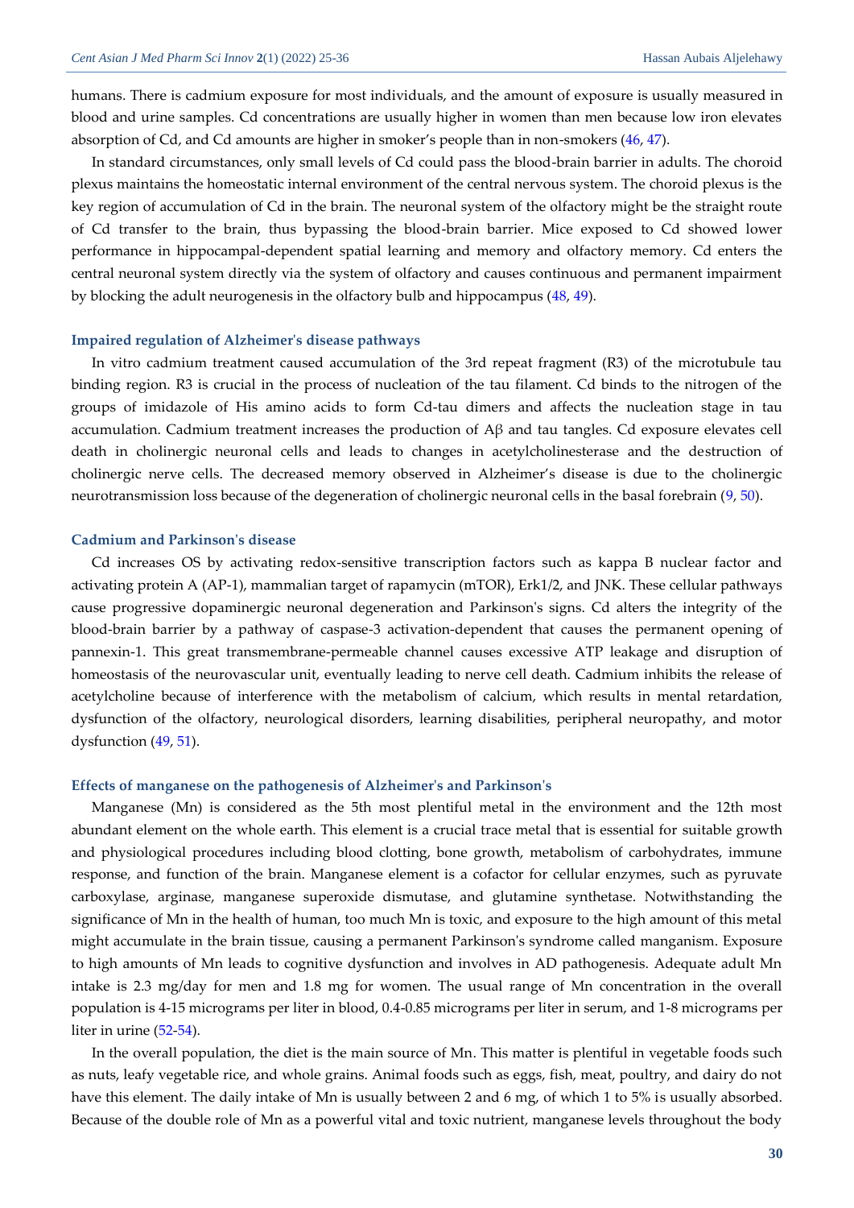humans. There is cadmium exposure for most individuals, and the amount of exposure is usually measured in blood and urine samples. Cd concentrations are usually higher in women than men because low iron elevates absorption of Cd, and Cd amounts are higher in smoker's people than in non-smokers (46, 47).

In standard circumstances, only small levels of Cd could pass the blood-brain barrier in adults. The choroid plexus maintains the homeostatic internal environment of the central nervous system. The choroid plexus is the key region of accumulation of Cd in the brain. The neuronal system of the olfactory might be the straight route of Cd transfer to the brain, thus bypassing the blood-brain barrier. Mice exposed to Cd showed lower performance in hippocampal-dependent spatial learning and memory and olfactory memory. Cd enters the central neuronal system directly via the system of olfactory and causes continuous and permanent impairment by blocking the adult neurogenesis in the olfactory bulb and hippocampus (48, 49).

### Impaired regulation of Alzheimer's disease pathways

In vitro cadmium treatment caused accumulation of the 3rd repeat fragment (R3) of the microtubule tau binding region. R3 is crucial in the process of nucleation of the tau filament. Cd binds to the nitrogen of the groups of imidazole of His amino acids to form Cd-tau dimers and affects the nucleation stage in tau accumulation. Cadmium treatment increases the production of Aβ and tau tangles. Cd exposure elevates cell death in cholinergic neuronal cells and leads to changes in acetylcholinesterase and the destruction of cholinergic nerve cells. The decreased memory observed in Alzheimer's disease is due to the cholinergic neurotransmission loss because of the degeneration of cholinergic neuronal cells in the basal forebrain (9, 50).

### Cadmium and Parkinson's disease

Cd increases OS by activating redox-sensitive transcription factors such as kappa B nuclear factor and activating protein A (AP-1), mammalian target of rapamycin (mTOR), Erk1/2, and JNK. These cellular pathways cause progressive dopaminergic neuronal degeneration and Parkinson's signs. Cd alters the integrity of the blood-brain barrier by a pathway of caspase-3 activation-dependent that causes the permanent opening of pannexin-1. This great transmembrane-permeable channel causes excessive ATP leakage and disruption of homeostasis of the neurovascular unit, eventually leading to nerve cell death. Cadmium inhibits the release of acetylcholine because of interference with the metabolism of calcium, which results in mental retardation, dysfunction of the olfactory, neurological disorders, learning disabilities, peripheral neuropathy, and motor dysfunction (49, 51).

### Effects of manganese on the pathogenesis of Alzheimer's and Parkinson's

Manganese (Mn) is considered as the 5th most plentiful metal in the environment and the 12th most abundant element on the whole earth. This element is a crucial trace metal that is essential for suitable growth and physiological procedures including blood clotting, bone growth, metabolism of carbohydrates, immune response, and function of the brain. Manganese element is a cofactor for cellular enzymes, such as pyruvate carboxylase, arginase, manganese superoxide dismutase, and glutamine synthetase. Notwithstanding the significance of Mn in the health of human, too much Mn is toxic, and exposure to the high amount of this metal might accumulate in the brain tissue, causing a permanent Parkinson's syndrome called manganism. Exposure to high amounts of Mn leads to cognitive dysfunction and involves in AD pathogenesis. Adequate adult Mn intake is 2.3 mg/day for men and 1.8 mg for women. The usual range of Mn concentration in the overall population is 4-15 micrograms per liter in blood, 0.4-0.85 micrograms per liter in serum, and 1-8 micrograms per liter in urine (52-54).

In the overall population, the diet is the main source of Mn. This matter is plentiful in vegetable foods such as nuts, leafy vegetable rice, and whole grains. Animal foods such as eggs, fish, meat, poultry, and dairy do not have this element. The daily intake of Mn is usually between 2 and 6 mg, of which 1 to 5% is usually absorbed. Because of the double role of Mn as a powerful vital and toxic nutrient, manganese levels throughout the body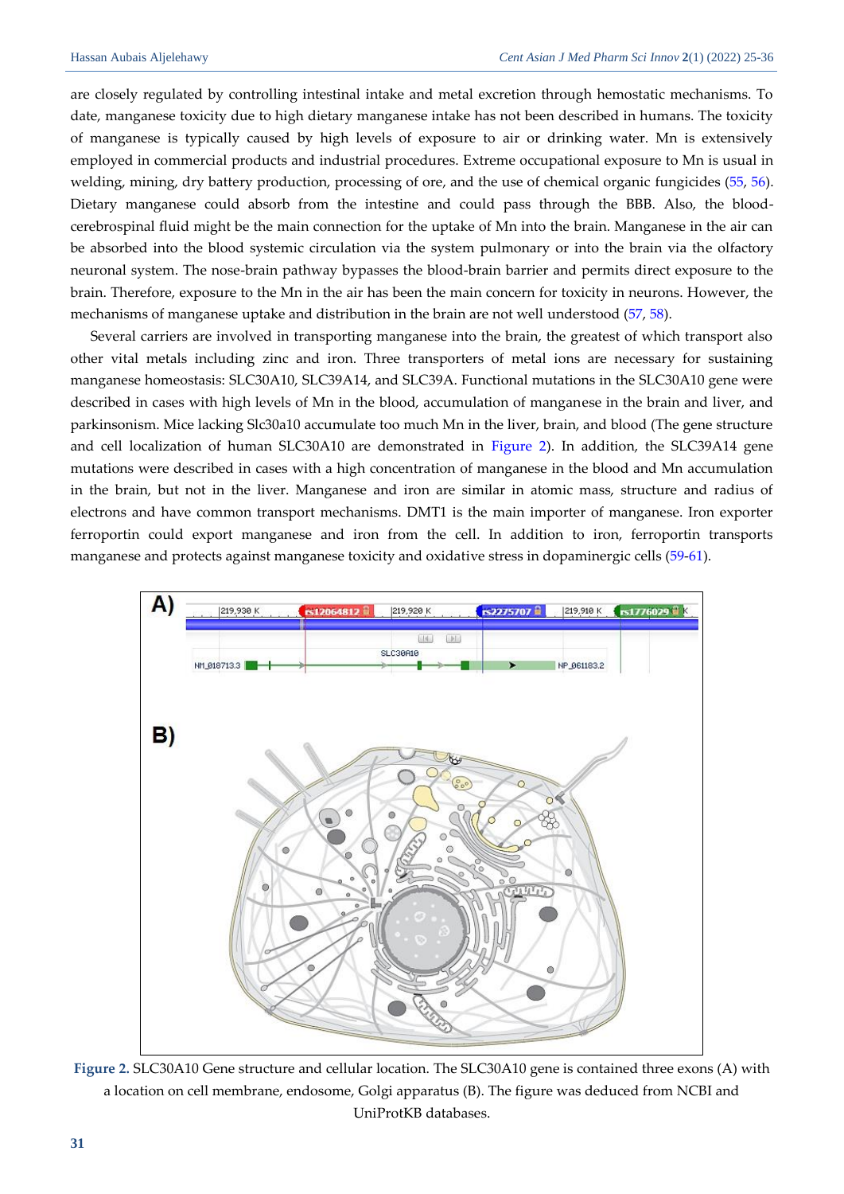are closely regulated by controlling intestinal intake and metal excretion through hemostatic mechanisms. To date, manganese toxicity due to high dietary manganese intake has not been described in humans. The toxicity of manganese is typically caused by high levels of exposure to air or drinking water. Mn is extensively employed in commercial products and industrial procedures. Extreme occupational exposure to Mn is usual in welding, mining, dry battery production, processing of ore, and the use of chemical organic fungicides (55, 56). Dietary manganese could absorb from the intestine and could pass through the BBB. Also, the blood-cerebrospinal fluid might be the main connection for the uptake of Mn into the brain. Manganese in the air can be absorbed into the blood systemic circulation via the system pulmonary or into the brain via the olfactory neuronal system. The nose-brain pathway bypasses the blood-brain barrier and permits direct exposure to the brain. Therefore, exposure to the Mn in the air has been the main concern for toxicity in neurons. However, the mechanisms of manganese uptake and distribution in the brain are not well understood (57, 58).

Several carriers are involved in transporting manganese into the brain, the greatest of which transport also other vital metals including zinc and iron. Three transporters of metal ions are necessary for sustaining manganese homeostasis: SLC30A10, SLC39A14, and SLC39A. Functional mutations in the SLC30A10 gene were described in cases with high levels of Mn in the blood, accumulation of manganese in the brain and liver, and parkinsonism. Mice lacking Slc30a10 accumulate too much Mn in the liver, brain, and blood (The gene structure and cell localization of human SLC30A10 are demonstrated in Figure 2). In addition, the SLC39A14 gene mutations were described in cases with a high concentration of manganese in the blood and Mn accumulation in the brain, but not in the liver. Manganese and iron are similar in atomic mass, structure and radius of electrons and have common transport mechanisms. DMT1 is the main importer of manganese. Iron exporter ferroportin could export manganese and iron from the cell. In addition to iron, ferroportin transports manganese and protects against manganese toxicity and oxidative stress in dopaminergic cells (59-61).

A)

219,930 K
rs12064812
219,920 K
rs2275707
219,910 K
rs1776029
SLC30A10
NM_018713.3
NP_061183.2

B)

**Figure 2.** SLC30A10 Gene structure and cellular location. The SLC30A10 gene is contained three exons (A) with a location on cell membrane, endosome, Golgi apparatus (B). The figure was deduced from NCBI and UniProtKB databases.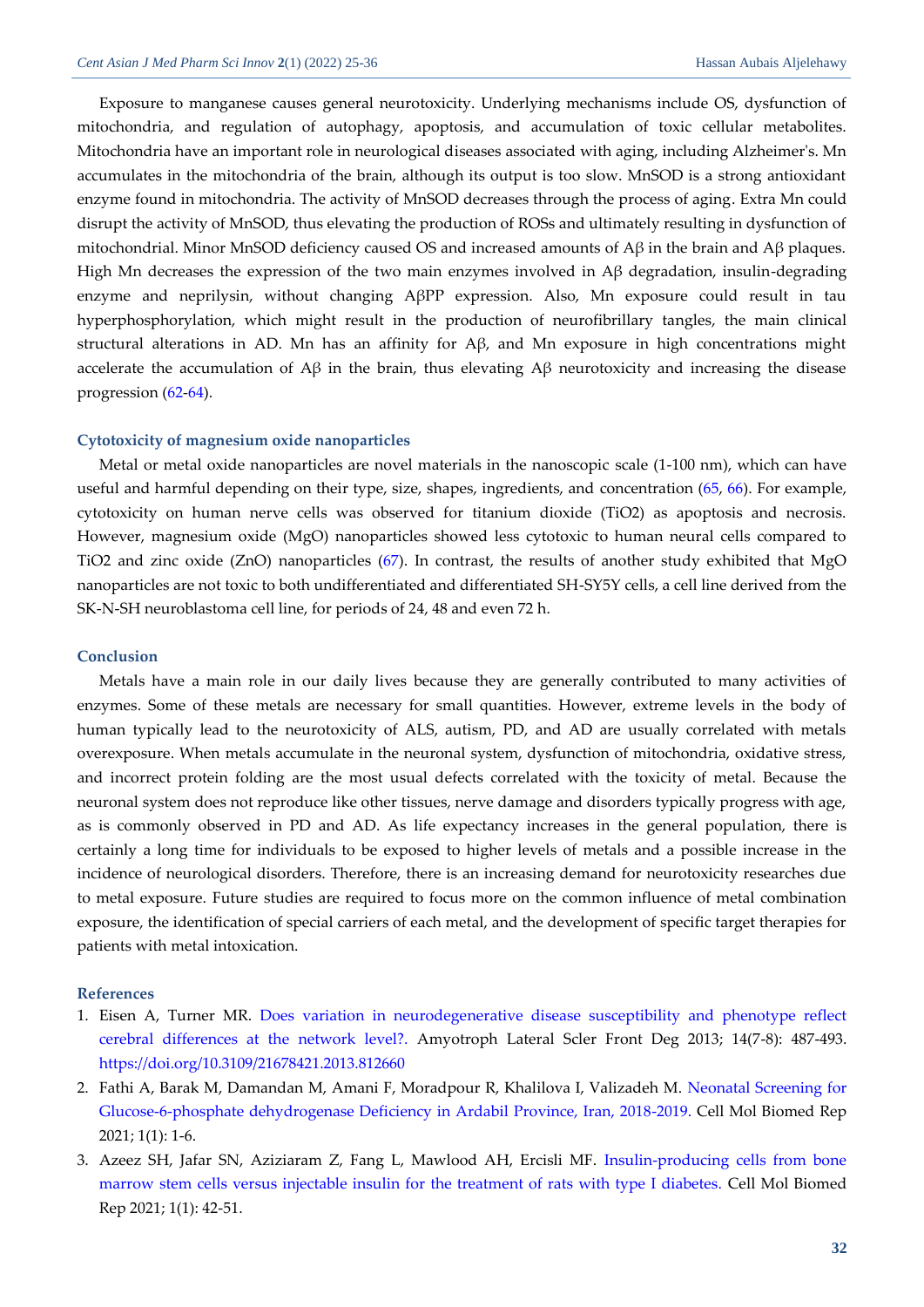Exposure to manganese causes general neurotoxicity. Underlying mechanisms include OS, dysfunction of mitochondria, and regulation of autophagy, apoptosis, and accumulation of toxic cellular metabolites. Mitochondria have an important role in neurological diseases associated with aging, including Alzheimer's. Mn accumulates in the mitochondria of the brain, although its output is too slow. MnSOD is a strong antioxidant enzyme found in mitochondria. The activity of MnSOD decreases through the process of aging. Extra Mn could disrupt the activity of MnSOD, thus elevating the production of ROSs and ultimately resulting in dysfunction of mitochondrial. Minor MnSOD deficiency caused OS and increased amounts of Aβ in the brain and Aβ plaques. High Mn decreases the expression of the two main enzymes involved in Aβ degradation, insulin-degrading enzyme and neprilysin, without changing AβPP expression. Also, Mn exposure could result in tau hyperphosphorylation, which might result in the production of neurofibrillary tangles, the main clinical structural alterations in AD. Mn has an affinity for Aβ, and Mn exposure in high concentrations might accelerate the accumulation of Aβ in the brain, thus elevating Aβ neurotoxicity and increasing the disease progression (62-64).

### Cytotoxicity of magnesium oxide nanoparticles

Metal or metal oxide nanoparticles are novel materials in the nanoscopic scale (1-100 nm), which can have useful and harmful depending on their type, size, shapes, ingredients, and concentration (65, 66). For example, cytotoxicity on human nerve cells was observed for titanium dioxide ($TiO_2$) as apoptosis and necrosis. However, magnesium oxide (MgO) nanoparticles showed less cytotoxic to human neural cells compared to $TiO_2$ and zinc oxide (ZnO) nanoparticles (67). In contrast, the results of another study exhibited that MgO nanoparticles are not toxic to both undifferentiated and differentiated SH-SY5Y cells, a cell line derived from the SK-N-SH neuroblastoma cell line, for periods of 24, 48 and even 72 h.

### Conclusion

Metals have a main role in our daily lives because they are generally contributed to many activities of enzymes. Some of these metals are necessary for small quantities. However, extreme levels in the body of human typically lead to the neurotoxicity of ALS, autism, PD, and AD are usually correlated with metals overexposure. When metals accumulate in the neuronal system, dysfunction of mitochondria, oxidative stress, and incorrect protein folding are the most usual defects correlated with the toxicity of metal. Because the neuronal system does not reproduce like other tissues, nerve damage and disorders typically progress with age, as is commonly observed in PD and AD. As life expectancy increases in the general population, there is certainly a long time for individuals to be exposed to higher levels of metals and a possible increase in the incidence of neurological disorders. Therefore, there is an increasing demand for neurotoxicity researches due to metal exposure. Future studies are required to focus more on the common influence of metal combination exposure, the identification of special carriers of each metal, and the development of specific target therapies for patients with metal intoxication.

### References

1. Eisen A, Turner MR. Does variation in neurodegenerative disease susceptibility and phenotype reflect cerebral differences at the network level?. Amyotroph Lateral Scler Front Deg 2013; 14(7-8): 487-493. https://doi.org/10.3109/21678421.2013.812660
2. Fathi A, Barak M, Damandan M, Amani F, Moradpour R, Khalilova I, Valizadeh M. Neonatal Screening for Glucose-6-phosphate dehydrogenase Deficiency in Ardabil Province, Iran, 2018-2019. Cell Mol Biomed Rep 2021; 1(1): 1-6.
3. Azeez SH, Jafar SN, Aziziaram Z, Fang L, Mawlood AH, Ercisli MF. Insulin-producing cells from bone marrow stem cells versus injectable insulin for the treatment of rats with type I diabetes. Cell Mol Biomed Rep 2021; 1(1): 42-51.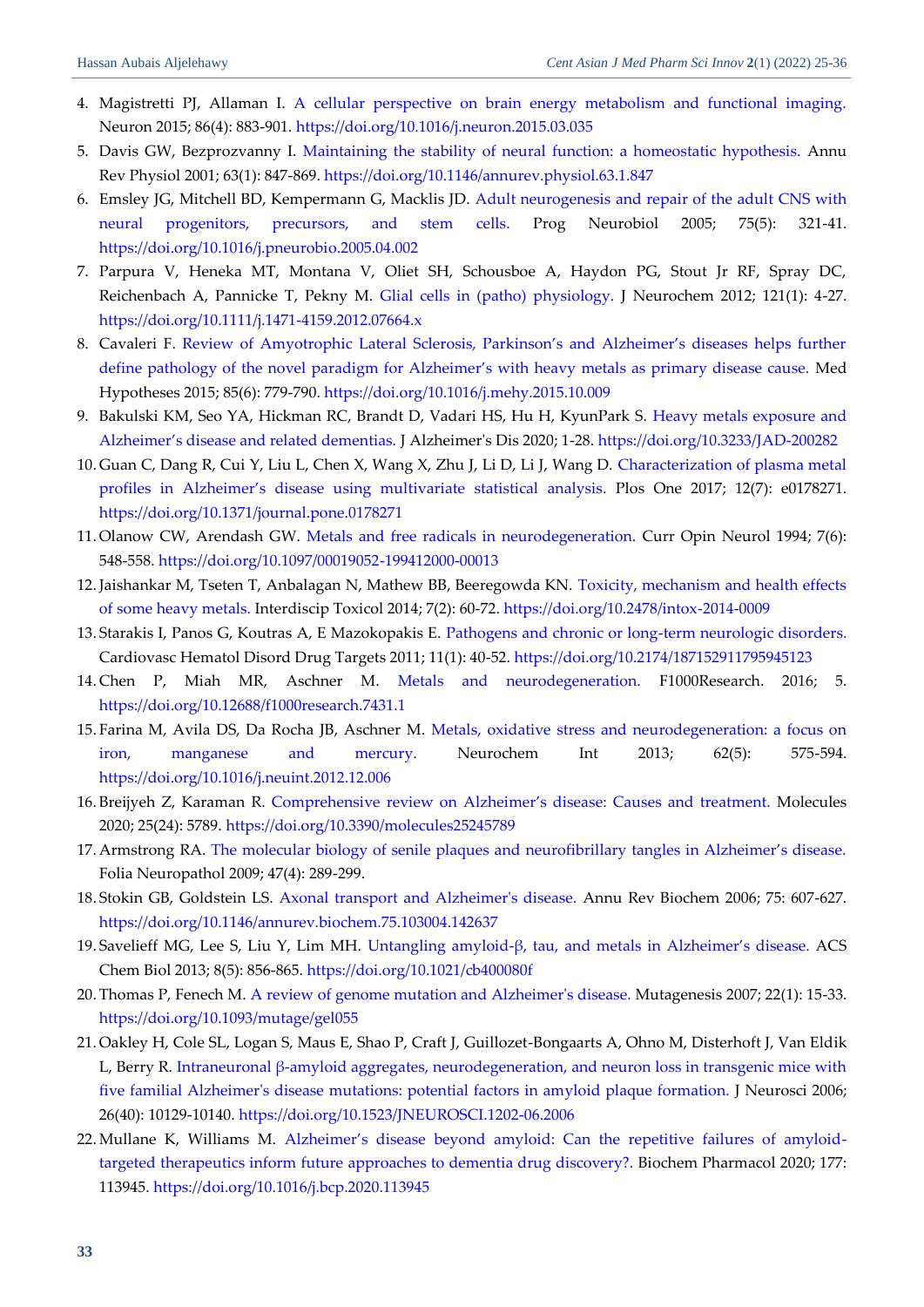4. Magistretti PJ, Allaman I. A cellular perspective on brain energy metabolism and functional imaging. Neuron 2015; 86(4): 883-901. https://doi.org/10.1016/j.neuron.2015.03.035
5. Davis GW, Bezprozvanny I. Maintaining the stability of neural function: a homeostatic hypothesis. Annu Rev Physiol 2001; 63(1): 847-869. https://doi.org/10.1146/annurev.physiol.63.1.847
6. Emsley JG, Mitchell BD, Kempermann G, Macklis JD. Adult neurogenesis and repair of the adult CNS with neural progenitors, precursors, and stem cells. Prog Neurobiol 2005; 75(5): 321-41. https://doi.org/10.1016/j.pneurobio.2005.04.002
7. Parpura V, Heneka MT, Montana V, Oliet SH, Schousboe A, Haydon PG, Stout Jr RF, Spray DC, Reichenbach A, Pannicke T, Pekny M. Glial cells in (patho) physiology. J Neurochem 2012; 121(1): 4-27. https://doi.org/10.1111/j.1471-4159.2012.07664.x
8. Cavaleri F. Review of Amyotrophic Lateral Sclerosis, Parkinson's and Alzheimer's diseases helps further define pathology of the novel paradigm for Alzheimer's with heavy metals as primary disease cause. Med Hypotheses 2015; 85(6): 779-790. https://doi.org/10.1016/j.mehy.2015.10.009
9. Bakulski KM, Seo YA, Hickman RC, Brandt D, Vadari HS, Hu H, KyunPark S. Heavy metals exposure and Alzheimer's disease and related dementias. J Alzheimer's Dis 2020; 1-28. https://doi.org/10.3233/JAD-200282
10. Guan C, Dang R, Cui Y, Liu L, Chen X, Wang X, Zhu J, Li D, Li J, Wang D. Characterization of plasma metal profiles in Alzheimer's disease using multivariate statistical analysis. Plos One 2017; 12(7): e0178271. https://doi.org/10.1371/journal.pone.0178271
11. Olanow CW, Arendash GW. Metals and free radicals in neurodegeneration. Curr Opin Neurol 1994; 7(6): 548-558. https://doi.org/10.1097/00019052-199412000-00013
12. Jaishankar M, Tseten T, Anbalagan N, Mathew BB, Beeregowda KN. Toxicity, mechanism and health effects of some heavy metals. Interdiscip Toxicol 2014; 7(2): 60-72. https://doi.org/10.2478/intox-2014-0009
13. Starakis I, Panos G, Koutras A, E Mazokopakis E. Pathogens and chronic or long-term neurologic disorders. Cardiovasc Hematol Disord Drug Targets 2011; 11(1): 40-52. https://doi.org/10.2174/187152911795945123
14. Chen P, Miah MR, Aschner M. Metals and neurodegeneration. F1000Research. 2016; 5. https://doi.org/10.12688/f1000research.7431.1
15. Farina M, Avila DS, Da Rocha JB, Aschner M. Metals, oxidative stress and neurodegeneration: a focus on iron, manganese and mercury. Neurochem Int 2013; 62(5): 575-594. https://doi.org/10.1016/j.neuint.2012.12.006
16. Breijyeh Z, Karaman R. Comprehensive review on Alzheimer's disease: Causes and treatment. Molecules 2020; 25(24): 5789. https://doi.org/10.3390/molecules25245789
17. Armstrong RA. The molecular biology of senile plaques and neurofibrillary tangles in Alzheimer's disease. Folia Neuropathol 2009; 47(4): 289-299.
18. Stokin GB, Goldstein LS. Axonal transport and Alzheimer's disease. Annu Rev Biochem 2006; 75: 607-627. https://doi.org/10.1146/annurev.biochem.75.103004.142637
19. Savelieff MG, Lee S, Liu Y, Lim MH. Untangling amyloid-β, tau, and metals in Alzheimer's disease. ACS Chem Biol 2013; 8(5): 856-865. https://doi.org/10.1021/cb400080f
20. Thomas P, Fenech M. A review of genome mutation and Alzheimer's disease. Mutagenesis 2007; 22(1): 15-33. https://doi.org/10.1093/mutage/gel055
21. Oakley H, Cole SL, Logan S, Maus E, Shao P, Craft J, Guillozet-Bongaarts A, Ohno M, Disterhoft J, Van Eldik L, Berry R. Intraneuronal β-amyloid aggregates, neurodegeneration, and neuron loss in transgenic mice with five familial Alzheimer's disease mutations: potential factors in amyloid plaque formation. J Neurosci 2006; 26(40): 10129-10140. https://doi.org/10.1523/JNEUROSCI.1202-06.2006
22. Mullane K, Williams M. Alzheimer's disease beyond amyloid: Can the repetitive failures of amyloid-targeted therapeutics inform future approaches to dementia drug discovery?. Biochem Pharmacol 2020; 177: 113945. https://doi.org/10.1016/j.bcp.2020.113945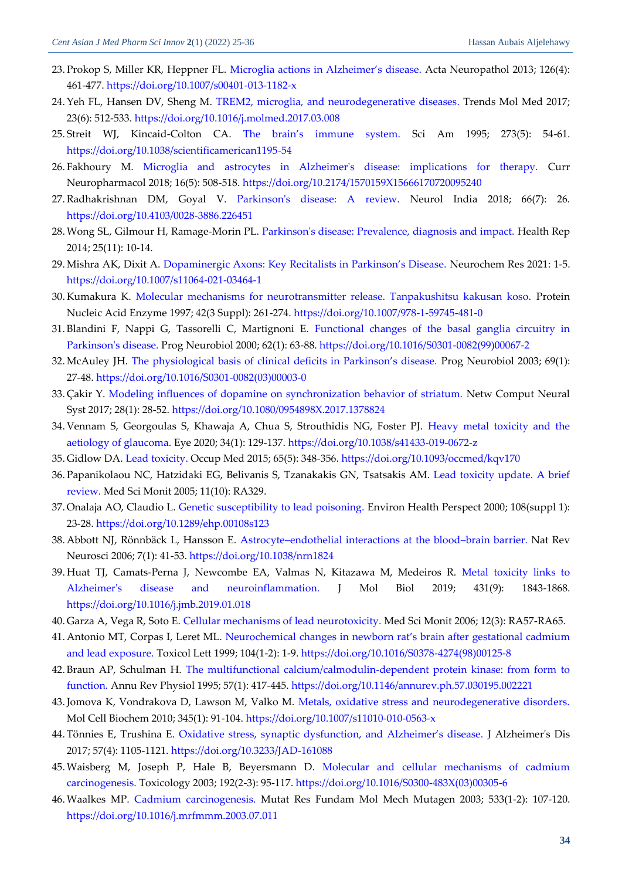23. Prokop S, Miller KR, Heppner FL. Microglia actions in Alzheimer's disease. Acta Neuropathol 2013; 126(4): 461-477. https://doi.org/10.1007/s00401-013-1182-x
24. Yeh FL, Hansen DV, Sheng M. TREM2, microglia, and neurodegenerative diseases. Trends Mol Med 2017; 23(6): 512-533. https://doi.org/10.1016/j.molmed.2017.03.008
25. Streit WJ, Kincaid-Colton CA. The brain's immune system. Sci Am 1995; 273(5): 54-61. https://doi.org/10.1038/scientificamerican1195-54
26. Fakhoury M. Microglia and astrocytes in Alzheimer's disease: implications for therapy. Curr Neuropharmacol 2018; 16(5): 508-518. https://doi.org/10.2174/1570159X15666170720095240
27. Radhakrishnan DM, Goyal V. Parkinson's disease: A review. Neurol India 2018; 66(7): 26. https://doi.org/10.4103/0028-3886.226451
28. Wong SL, Gilmour H, Ramage-Morin PL. Parkinson's disease: Prevalence, diagnosis and impact. Health Rep 2014; 25(11): 10-14.
29. Mishra AK, Dixit A. Dopaminergic Axons: Key Recitalists in Parkinson's Disease. Neurochem Res 2021: 1-5. https://doi.org/10.1007/s11064-021-03464-1
30. Kumakura K. Molecular mechanisms for neurotransmitter release. Tanpakushitsu kakusan koso. Protein Nucleic Acid Enzyme 1997; 42(3 Suppl): 261-274. https://doi.org/10.1007/978-1-59745-481-0
31. Blandini F, Nappi G, Tassorelli C, Martignoni E. Functional changes of the basal ganglia circuitry in Parkinson's disease. Prog Neurobiol 2000; 62(1): 63-88. https://doi.org/10.1016/S0301-0082(99)00067-2
32. McAuley JH. The physiological basis of clinical deficits in Parkinson's disease. Prog Neurobiol 2003; 69(1): 27-48. https://doi.org/10.1016/S0301-0082(03)00003-0
33. Çakir Y. Modeling influences of dopamine on synchronization behavior of striatum. Netw Comput Neural Syst 2017; 28(1): 28-52. https://doi.org/10.1080/0954898X.2017.1378824
34. Vennam S, Georgoulas S, Khawaja A, Chua S, Strouthidis NG, Foster PJ. Heavy metal toxicity and the aetiology of glaucoma. Eye 2020; 34(1): 129-137. https://doi.org/10.1038/s41433-019-0672-z
35. Gidlow DA. Lead toxicity. Occup Med 2015; 65(5): 348-356. https://doi.org/10.1093/occmed/kqv170
36. Papanikolaou NC, Hatzidaki EG, Belivanis S, Tzanakakis GN, Tsatsakis AM. Lead toxicity update. A brief review. Med Sci Monit 2005; 11(10): RA329.
37. Onalaja AO, Claudio L. Genetic susceptibility to lead poisoning. Environ Health Perspect 2000; 108(suppl 1): 23-28. https://doi.org/10.1289/ehp.00108s123
38. Abbott NJ, Rönnbäck L, Hansson E. Astrocyte–endothelial interactions at the blood–brain barrier. Nat Rev Neurosci 2006; 7(1): 41-53. https://doi.org/10.1038/nrn1824
39. Huat TJ, Camats-Perna J, Newcombe EA, Valmas N, Kitazawa M, Medeiros R. Metal toxicity links to Alzheimer's disease and neuroinflammation. J Mol Biol 2019; 431(9): 1843-1868. https://doi.org/10.1016/j.jmb.2019.01.018
40. Garza A, Vega R, Soto E. Cellular mechanisms of lead neurotoxicity. Med Sci Monit 2006; 12(3): RA57-RA65.
41. Antonio MT, Corpas I, Leret ML. Neurochemical changes in newborn rat's brain after gestational cadmium and lead exposure. Toxicol Lett 1999; 104(1-2): 1-9. https://doi.org/10.1016/S0378-4274(98)00125-8
42. Braun AP, Schulman H. The multifunctional calcium/calmodulin-dependent protein kinase: from form to function. Annu Rev Physiol 1995; 57(1): 417-445. https://doi.org/10.1146/annurev.ph.57.030195.002221
43. Jomova K, Vondrakova D, Lawson M, Valko M. Metals, oxidative stress and neurodegenerative disorders. Mol Cell Biochem 2010; 345(1): 91-104. https://doi.org/10.1007/s11010-010-0563-x
44. Tönnies E, Trushina E. Oxidative stress, synaptic dysfunction, and Alzheimer's disease. J Alzheimer's Dis 2017; 57(4): 1105-1121. https://doi.org/10.3233/JAD-161088
45. Waisberg M, Joseph P, Hale B, Beyersmann D. Molecular and cellular mechanisms of cadmium carcinogenesis. Toxicology 2003; 192(2-3): 95-117. https://doi.org/10.1016/S0300-483X(03)00305-6
46. Waalkes MP. Cadmium carcinogenesis. Mutat Res Fundam Mol Mech Mutagen 2003; 533(1-2): 107-120. https://doi.org/10.1016/j.mrfmmm.2003.07.011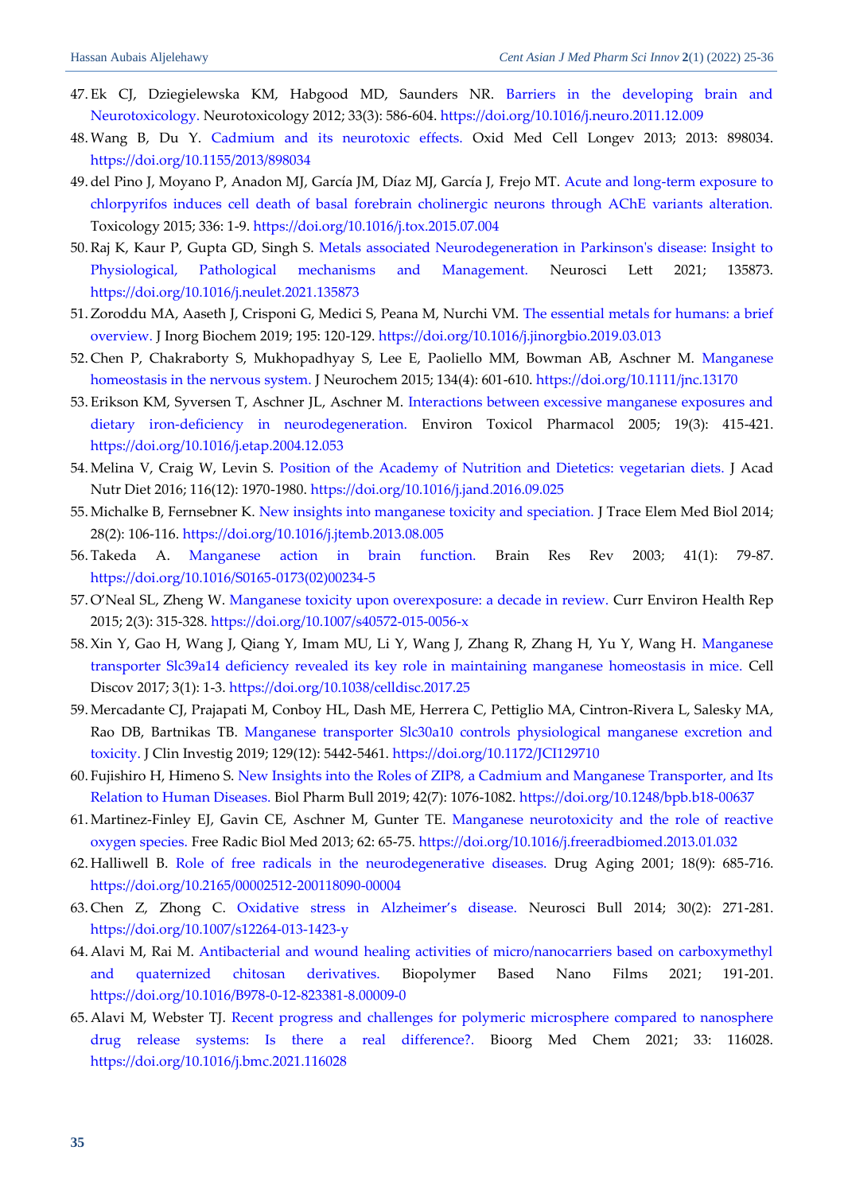47. Ek CJ, Dziegielewska KM, Habgood MD, Saunders NR. Barriers in the developing brain and Neurotoxicology. Neurotoxicology 2012; 33(3): 586-604. https://doi.org/10.1016/j.neuro.2011.12.009
48. Wang B, Du Y. Cadmium and its neurotoxic effects. Oxid Med Cell Longev 2013; 2013: 898034. https://doi.org/10.1155/2013/898034
49. del Pino J, Moyano P, Anadon MJ, García JM, Díaz MJ, García J, Frejo MT. Acute and long-term exposure to chlorpyrifos induces cell death of basal forebrain cholinergic neurons through AChE variants alteration. Toxicology 2015; 336: 1-9. https://doi.org/10.1016/j.tox.2015.07.004
50. Raj K, Kaur P, Gupta GD, Singh S. Metals associated Neurodegeneration in Parkinson's disease: Insight to Physiological, Pathological mechanisms and Management. Neurosci Lett 2021; 135873. https://doi.org/10.1016/j.neulet.2021.135873
51. Zoroddu MA, Aaseth J, Crisponi G, Medici S, Peana M, Nurchi VM. The essential metals for humans: a brief overview. J Inorg Biochem 2019; 195: 120-129. https://doi.org/10.1016/j.jinorgbio.2019.03.013
52. Chen P, Chakraborty S, Mukhopadhyay S, Lee E, Paoliello MM, Bowman AB, Aschner M. Manganese homeostasis in the nervous system. J Neurochem 2015; 134(4): 601-610. https://doi.org/10.1111/jnc.13170
53. Erikson KM, Syversen T, Aschner JL, Aschner M. Interactions between excessive manganese exposures and dietary iron-deficiency in neurodegeneration. Environ Toxicol Pharmacol 2005; 19(3): 415-421. https://doi.org/10.1016/j.etap.2004.12.053
54. Melina V, Craig W, Levin S. Position of the Academy of Nutrition and Dietetics: vegetarian diets. J Acad Nutr Diet 2016; 116(12): 1970-1980. https://doi.org/10.1016/j.jand.2016.09.025
55. Michalke B, Fernsebner K. New insights into manganese toxicity and speciation. J Trace Elem Med Biol 2014; 28(2): 106-116. https://doi.org/10.1016/j.jtemb.2013.08.005
56. Takeda A. Manganese action in brain function. Brain Res Rev 2003; 41(1): 79-87. https://doi.org/10.1016/S0165-0173(02)00234-5
57. O'Neal SL, Zheng W. Manganese toxicity upon overexposure: a decade in review. Curr Environ Health Rep 2015; 2(3): 315-328. https://doi.org/10.1007/s40572-015-0056-x
58. Xin Y, Gao H, Wang J, Qiang Y, Imam MU, Li Y, Wang J, Zhang R, Zhang H, Yu Y, Wang H. Manganese transporter Slc39a14 deficiency revealed its key role in maintaining manganese homeostasis in mice. Cell Discov 2017; 3(1): 1-3. https://doi.org/10.1038/celldisc.2017.25
59. Mercadante CJ, Prajapati M, Conboy HL, Dash ME, Herrera C, Pettiglio MA, Cintron-Rivera L, Salesky MA, Rao DB, Bartnikas TB. Manganese transporter Slc30a10 controls physiological manganese excretion and toxicity. J Clin Investig 2019; 129(12): 5442-5461. https://doi.org/10.1172/JCI129710
60. Fujishiro H, Himeno S. New Insights into the Roles of ZIP8, a Cadmium and Manganese Transporter, and Its Relation to Human Diseases. Biol Pharm Bull 2019; 42(7): 1076-1082. https://doi.org/10.1248/bpb.b18-00637
61. Martinez-Finley EJ, Gavin CE, Aschner M, Gunter TE. Manganese neurotoxicity and the role of reactive oxygen species. Free Radic Biol Med 2013; 62: 65-75. https://doi.org/10.1016/j.freeradbiomed.2013.01.032
62. Halliwell B. Role of free radicals in the neurodegenerative diseases. Drug Aging 2001; 18(9): 685-716. https://doi.org/10.2165/00002512-200118090-00004
63. Chen Z, Zhong C. Oxidative stress in Alzheimer's disease. Neurosci Bull 2014; 30(2): 271-281. https://doi.org/10.1007/s12264-013-1423-y
64. Alavi M, Rai M. Antibacterial and wound healing activities of micro/nanocarriers based on carboxymethyl and quaternized chitosan derivatives. Biopolymer Based Nano Films 2021; 191-201. https://doi.org/10.1016/B978-0-12-823381-8.00009-0
65. Alavi M, Webster TJ. Recent progress and challenges for polymeric microsphere compared to nanosphere drug release systems: Is there a real difference?. Bioorg Med Chem 2021; 33: 116028. https://doi.org/10.1016/j.bmc.2021.116028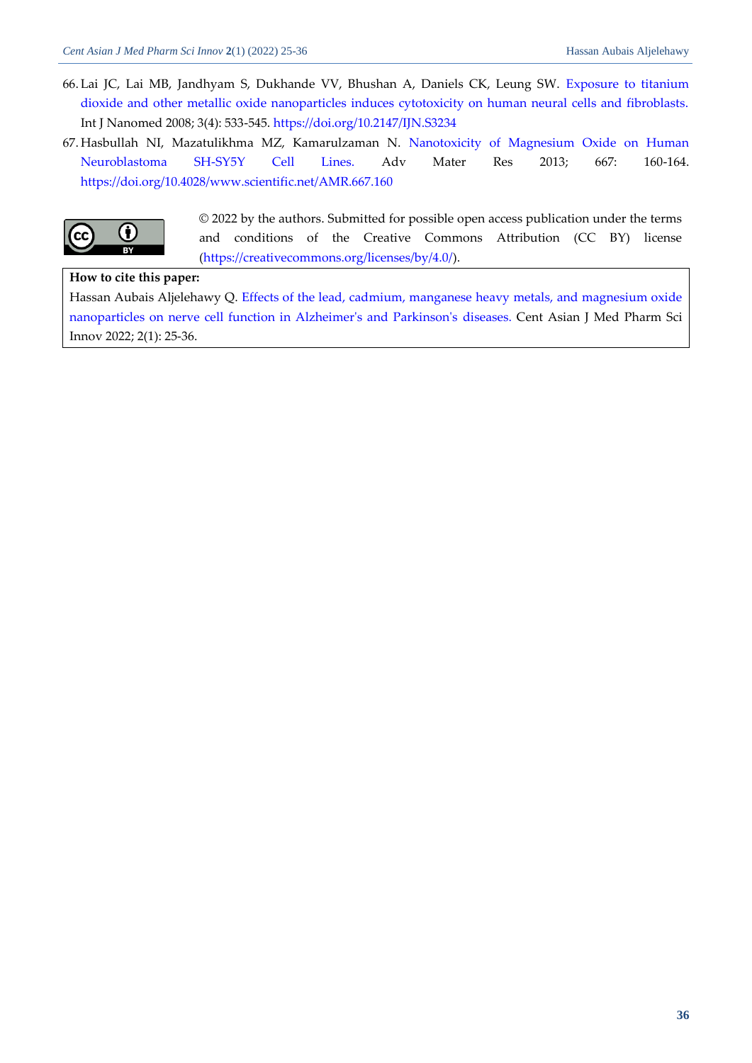66. Lai JC, Lai MB, Jandhyam S, Dukhande VV, Bhushan A, Daniels CK, Leung SW. Exposure to titanium dioxide and other metallic oxide nanoparticles induces cytotoxicity on human neural cells and fibroblasts. Int J Nanomed 2008; 3(4): 533-545. https://doi.org/10.2147/IJN.S3234
67. Hasbullah NI, Mazatulikhma MZ, Kamarulzaman N. Nanotoxicity of Magnesium Oxide on Human Neuroblastoma SH-SY5Y Cell Lines. Adv Mater Res 2013; 667: 160-164. https://doi.org/10.4028/www.scientific.net/AMR.667.160

© 2022 by the authors. Submitted for possible open access publication under the terms and conditions of the Creative Commons Attribution (CC BY) license (https://creativecommons.org/licenses/by/4.0/).

**How to cite this paper:**
Hassan Aubais Aljelehawy Q. Effects of the lead, cadmium, manganese heavy metals, and magnesium oxide nanoparticles on nerve cell function in Alzheimer's and Parkinson's diseases. Cent Asian J Med Pharm Sci Innov 2022; 2(1): 25-36.